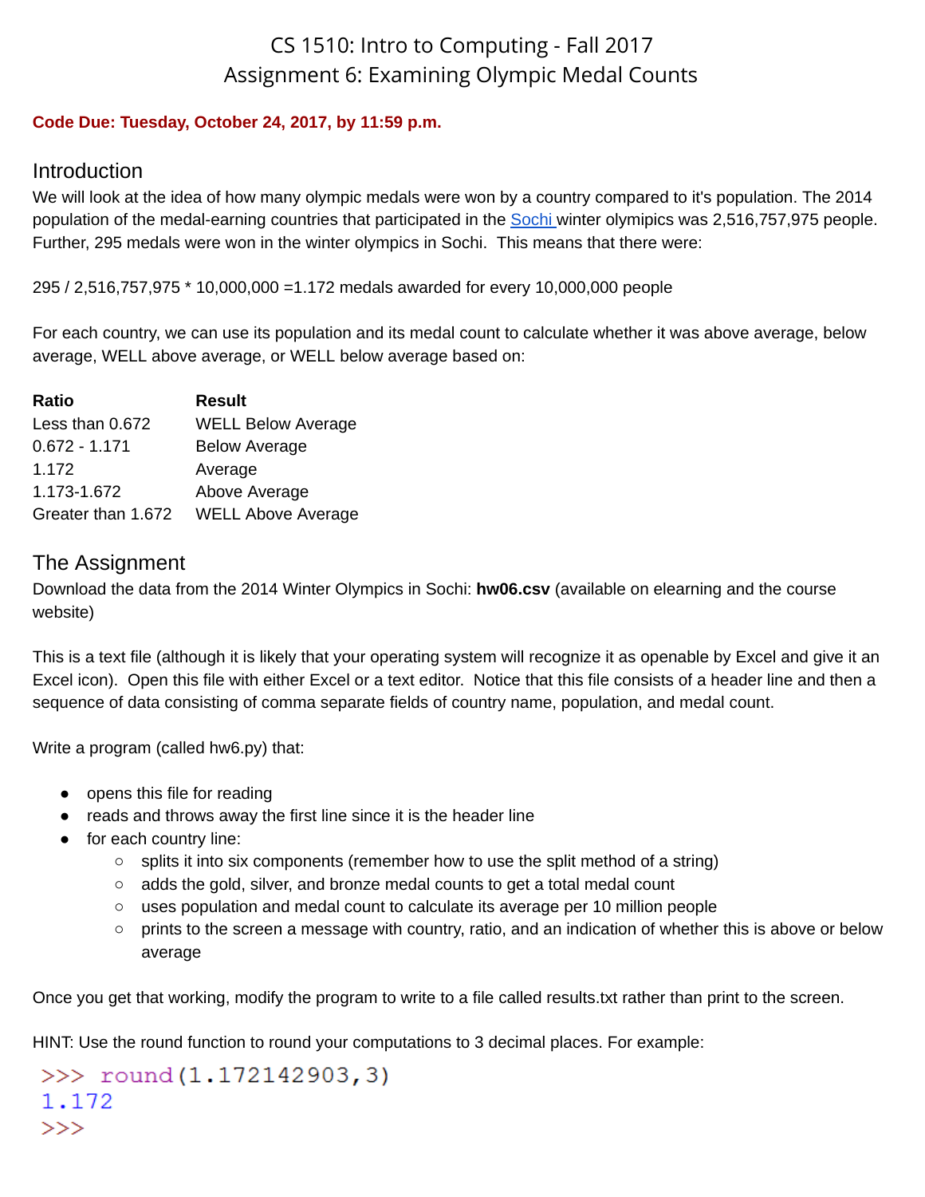# CS 1510: Intro to Computing - Fall 2017
# Assignment 6: Examining Olympic Medal Counts

**Code Due: Tuesday, October 24, 2017, by 11:59 p.m.**

## Introduction

We will look at the idea of how many olympic medals were won by a country compared to it's population. The 2014 population of the medal-earning countries that participated in the Sochi winter olymipics was 2,516,757,975 people. Further, 295 medals were won in the winter olympics in Sochi. This means that there were:

295 / 2,516,757,975 * 10,000,000 =1.172 medals awarded for every 10,000,000 people

For each country, we can use its population and its medal count to calculate whether it was above average, below average, WELL above average, or WELL below average based on:

| **Ratio** | **Result** |
|---|---|
| Less than 0.672 | WELL Below Average |
| 0.672 - 1.171 | Below Average |
| 1.172 | Average |
| 1.173-1.672 | Above Average |
| Greater than 1.672 | WELL Above Average |

## The Assignment

Download the data from the 2014 Winter Olympics in Sochi: **hw06.csv** (available on elearning and the course website)

This is a text file (although it is likely that your operating system will recognize it as openable by Excel and give it an Excel icon). Open this file with either Excel or a text editor. Notice that this file consists of a header line and then a sequence of data consisting of comma separate fields of country name, population, and medal count.

Write a program (called hw6.py) that:

- opens this file for reading
- reads and throws away the first line since it is the header line
- for each country line:
  - splits it into six components (remember how to use the split method of a string)
  - adds the gold, silver, and bronze medal counts to get a total medal count
  - uses population and medal count to calculate its average per 10 million people
  - prints to the screen a message with country, ratio, and an indication of whether this is above or below average

Once you get that working, modify the program to write to a file called results.txt rather than print to the screen.

HINT: Use the round function to round your computations to 3 decimal places. For example:

```
>>> round(1.172142903,3)
1.172
>>>
```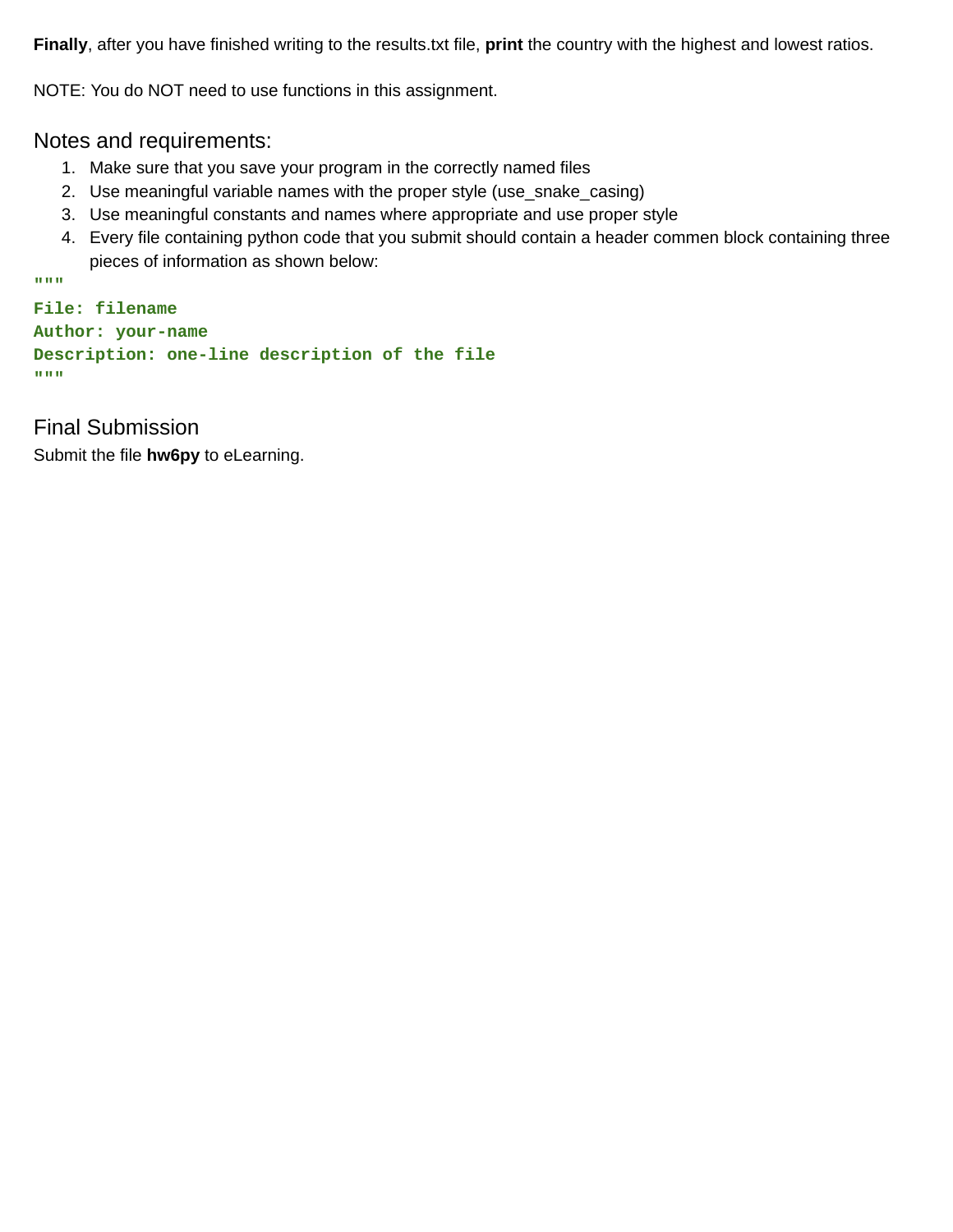**Finally**, after you have finished writing to the results.txt file, **print** the country with the highest and lowest ratios.

NOTE: You do NOT need to use functions in this assignment.

## Notes and requirements:

1. Make sure that you save your program in the correctly named files
2. Use meaningful variable names with the proper style (use_snake_casing)
3. Use meaningful constants and names where appropriate and use proper style
4. Every file containing python code that you submit should contain a header commen block containing three pieces of information as shown below:

```
"""
File: filename
Author: your-name
Description: one-line description of the file
"""
```

## Final Submission

Submit the file **hw6py** to eLearning.